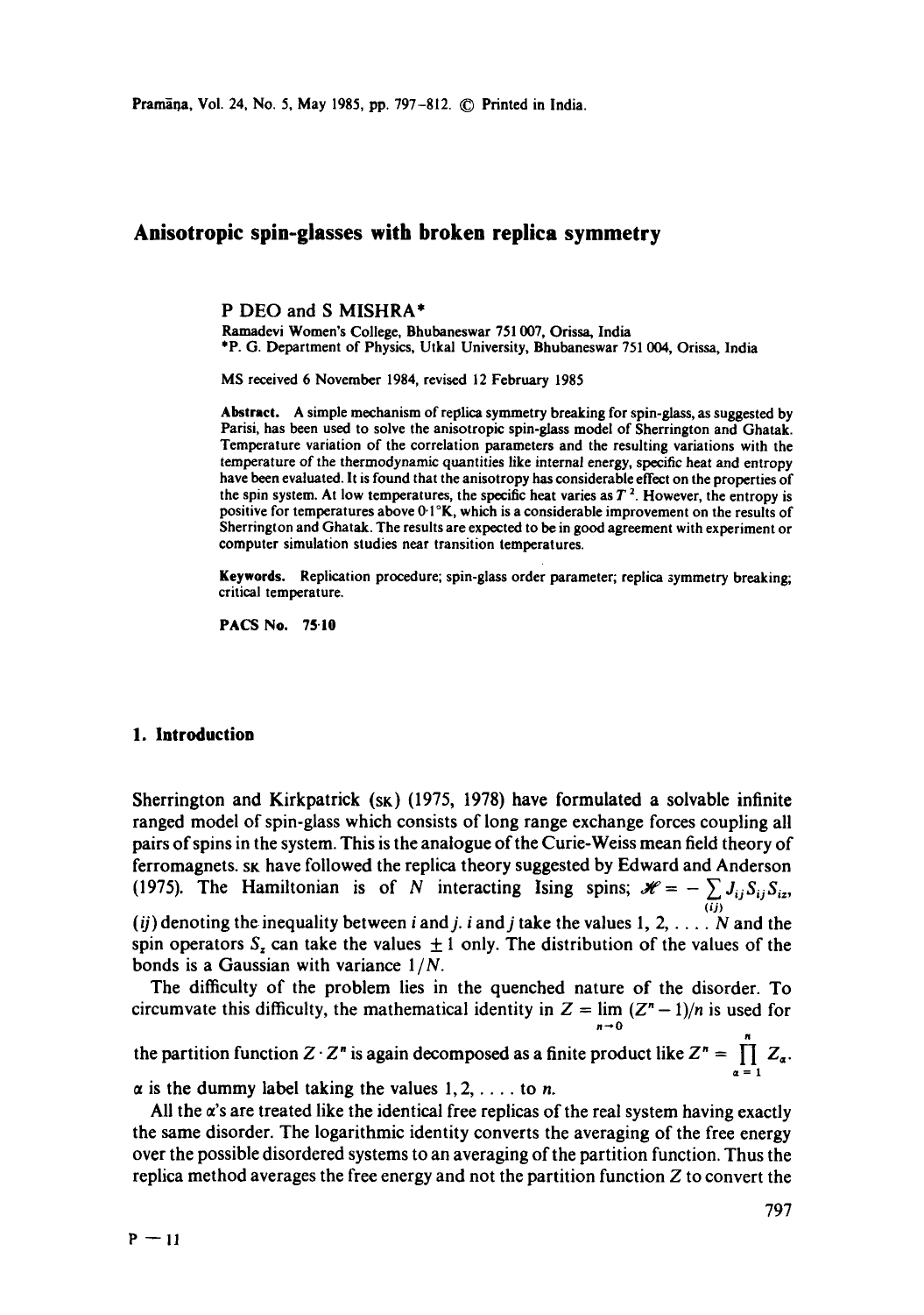# Anisotropic spin-glasses with broken replica symmetry

P DEO and S MISHRA*

Ramadevi Women's College, Bhubaneswar 751 007, Orissa, India
*P. G. Department of Physics, Utkal University, Bhubaneswar 751 004, Orissa, India

MS received 6 November 1984, revised 12 February 1985

**Abstract.** A simple mechanism of replica symmetry breaking for spin-glass, as suggested by Parisi, has been used to solve the anisotropic spin-glass model of Sherrington and Ghatak. Temperature variation of the correlation parameters and the resulting variations with the temperature of the thermodynamic quantities like internal energy, specific heat and entropy have been evaluated. It is found that the anisotropy has considerable effect on the properties of the spin system. At low temperatures, the specific heat varies as $T^2$. However, the entropy is positive for temperatures above 0·1°K, which is a considerable improvement on the results of Sherrington and Ghatak. The results are expected to be in good agreement with experiment or computer simulation studies near transition temperatures.

**Keywords.** Replication procedure; spin-glass order parameter; replica symmetry breaking; critical temperature.

**PACS No. 75·10**

## 1. Introduction

Sherrington and Kirkpatrick (SK) (1975, 1978) have formulated a solvable infinite ranged model of spin-glass which consists of long range exchange forces coupling all pairs of spins in the system. This is the analogue of the Curie-Weiss mean field theory of ferromagnets. SK have followed the replica theory suggested by Edward and Anderson (1975). The Hamiltonian is of $N$ interacting Ising spins; $\mathscr{H} = -\sum_{(ij)} J_{ij} S_{ij} S_{iz}$, $(ij)$ denoting the inequality between $i$ and $j$. $i$ and $j$ take the values $1, 2, \ldots . N$ and the spin operators $S_z$ can take the values $\pm 1$ only. The distribution of the values of the bonds is a Gaussian with variance $1/N$.

The difficulty of the problem lies in the quenched nature of the disorder. To circumvate this difficulty, the mathematical identity in $Z = \lim_{n \to 0} (Z^n - 1)/n$ is used for the partition function $Z \cdot Z^n$ is again decomposed as a finite product like $Z^n = \prod_{\alpha = 1}^{n} Z_\alpha$. $\alpha$ is the dummy label taking the values $1, 2, \ldots .$ to $n$.

All the $\alpha$'s are treated like the identical free replicas of the real system having exactly the same disorder. The logarithmic identity converts the averaging of the free energy over the possible disordered systems to an averaging of the partition function. Thus the replica method averages the free energy and not the partition function $Z$ to convert the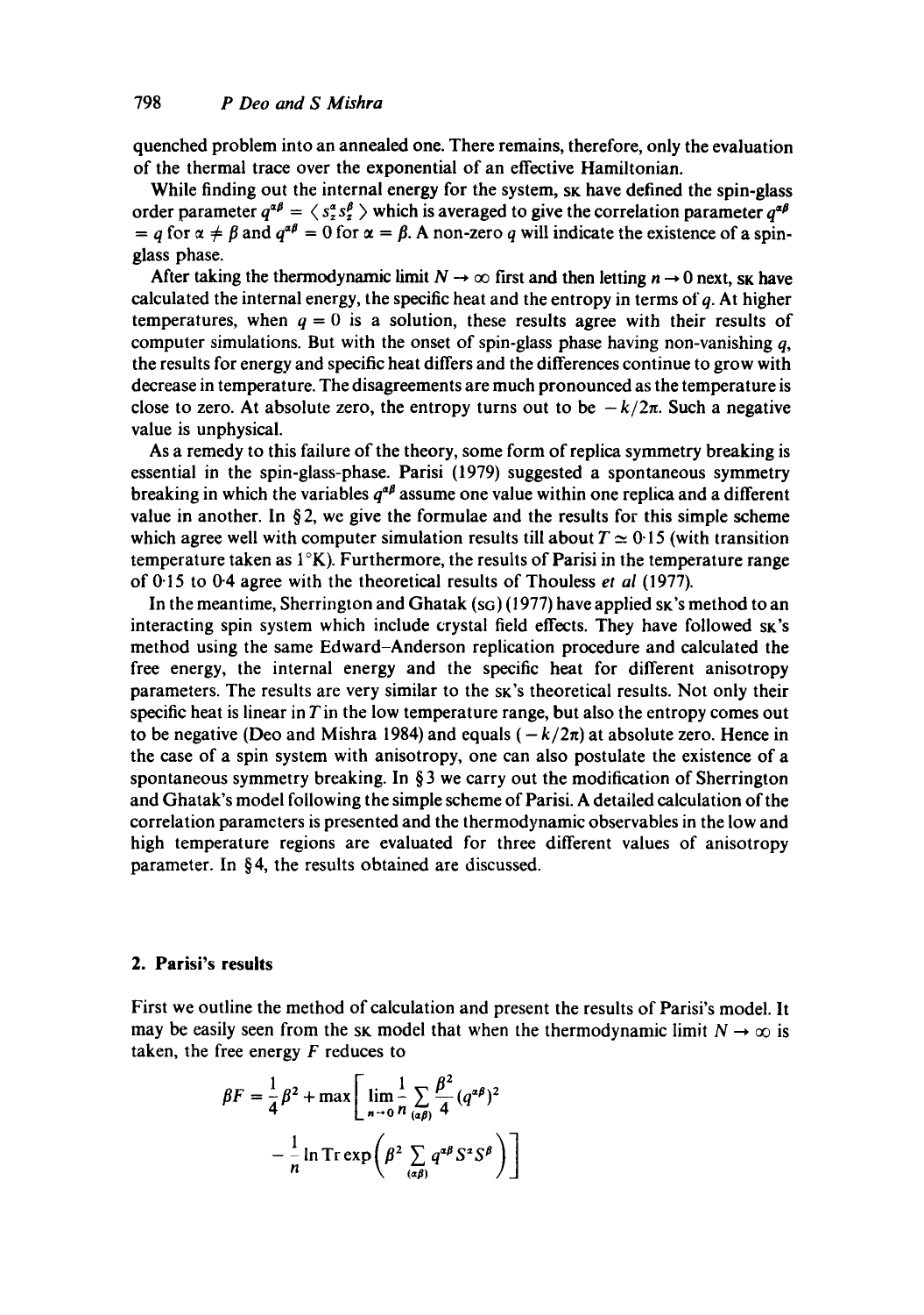quenched problem into an annealed one. There remains, therefore, only the evaluation of the thermal trace over the exponential of an effective Hamiltonian.

While finding out the internal energy for the system, SK have defined the spin-glass order parameter $q^{\alpha\beta} = \langle s_z^\alpha s_z^\beta \rangle$ which is averaged to give the correlation parameter $q^{\alpha\beta} = q$ for $\alpha \neq \beta$ and $q^{\alpha\beta} = 0$ for $\alpha = \beta$. A non-zero $q$ will indicate the existence of a spin-glass phase.

After taking the thermodynamic limit $N \to \infty$ first and then letting $n \to 0$ next, SK have calculated the internal energy, the specific heat and the entropy in terms of $q$. At higher temperatures, when $q = 0$ is a solution, these results agree with their results of computer simulations. But with the onset of spin-glass phase having non-vanishing $q$, the results for energy and specific heat differs and the differences continue to grow with decrease in temperature. The disagreements are much pronounced as the temperature is close to zero. At absolute zero, the entropy turns out to be $-k/2\pi$. Such a negative value is unphysical.

As a remedy to this failure of the theory, some form of replica symmetry breaking is essential in the spin-glass-phase. Parisi (1979) suggested a spontaneous symmetry breaking in which the variables $q^{\alpha\beta}$ assume one value within one replica and a different value in another. In § 2, we give the formulae and the results for this simple scheme which agree well with computer simulation results till about $T \simeq 0{\cdot}15$ (with transition temperature taken as 1°K). Furthermore, the results of Parisi in the temperature range of 0·15 to 0·4 agree with the theoretical results of Thouless *et al* (1977).

In the meantime, Sherrington and Ghatak (SG) (1977) have applied SK's method to an interacting spin system which include crystal field effects. They have followed SK's method using the same Edward–Anderson replication procedure and calculated the free energy, the internal energy and the specific heat for different anisotropy parameters. The results are very similar to the SK's theoretical results. Not only their specific heat is linear in $T$ in the low temperature range, but also the entropy comes out to be negative (Deo and Mishra 1984) and equals $(-k/2\pi)$ at absolute zero. Hence in the case of a spin system with anisotropy, one can also postulate the existence of a spontaneous symmetry breaking. In § 3 we carry out the modification of Sherrington and Ghatak's model following the simple scheme of Parisi. A detailed calculation of the correlation parameters is presented and the thermodynamic observables in the low and high temperature regions are evaluated for three different values of anisotropy parameter. In § 4, the results obtained are discussed.

## 2. Parisi's results

First we outline the method of calculation and present the results of Parisi's model. It may be easily seen from the SK model that when the thermodynamic limit $N \to \infty$ is taken, the free energy $F$ reduces to

$$\beta F = \frac{1}{4}\beta^2 + \max\left[\lim_{n\to 0}\frac{1}{n}\sum_{(\alpha\beta)}\frac{\beta^2}{4}(q^{\alpha\beta})^2 - \frac{1}{n}\ln \operatorname{Tr}\exp\left(\beta^2\sum_{(\alpha\beta)} q^{\alpha\beta} S^\alpha S^\beta\right)\right]$$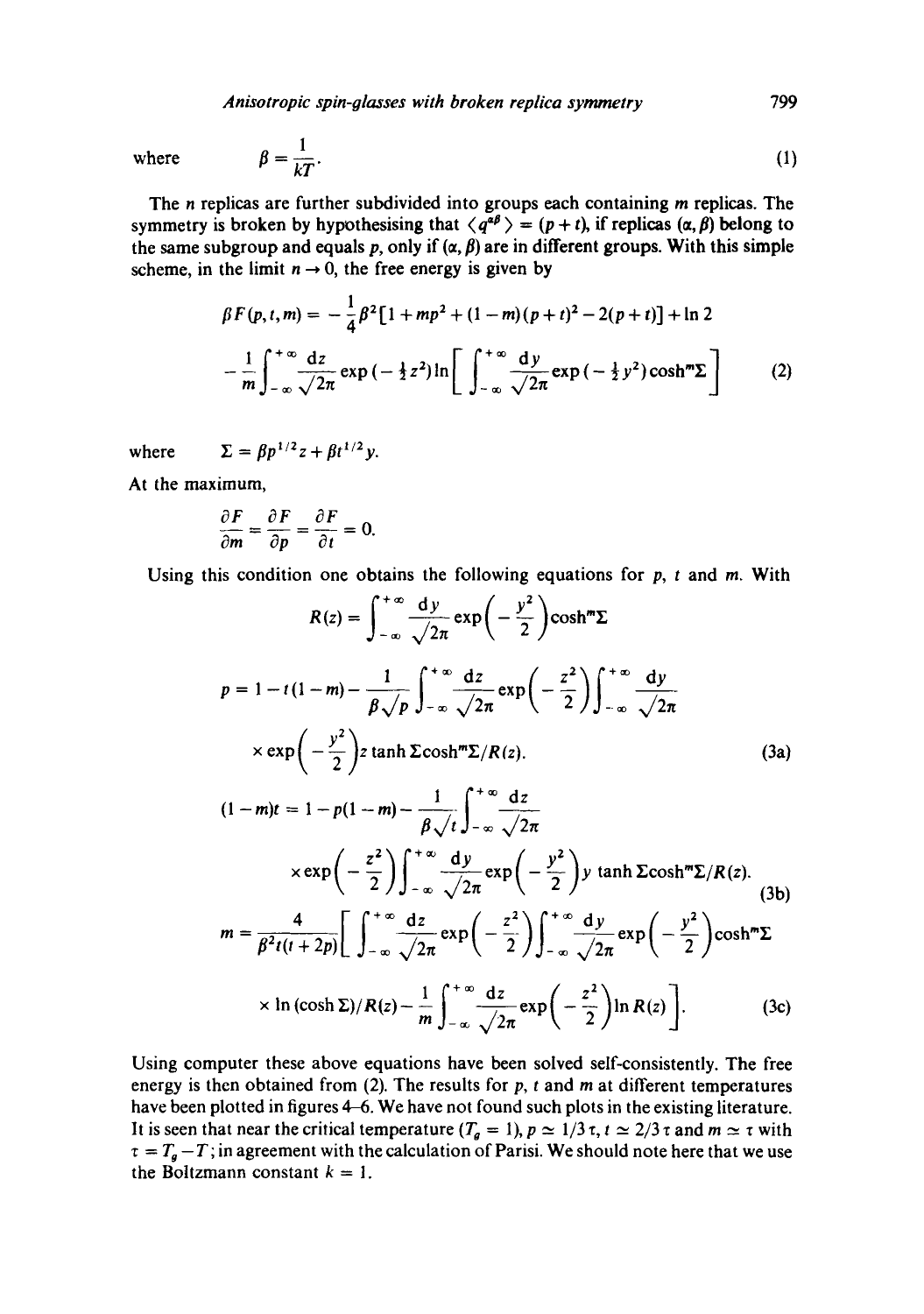where $$\beta = \frac{1}{kT}. \tag{1}$$

The $n$ replicas are further subdivided into groups each containing $m$ replicas. The symmetry is broken by hypothesising that $\langle q^{\alpha\beta} \rangle = (p+t)$, if replicas $(\alpha, \beta)$ belong to the same subgroup and equals $p$, only if $(\alpha, \beta)$ are in different groups. With this simple scheme, in the limit $n \to 0$, the free energy is given by

$$\beta F(p,t,m) = -\frac{1}{4}\beta^2[1 + mp^2 + (1-m)(p+t)^2 - 2(p+t)] + \ln 2$$

$$-\frac{1}{m}\int_{-\infty}^{+\infty} \frac{dz}{\sqrt{2\pi}} \exp(-\tfrac{1}{2}z^2) \ln\left[\int_{-\infty}^{+\infty} \frac{dy}{\sqrt{2\pi}} \exp(-\tfrac{1}{2}y^2) \cosh^m \Sigma\right] \tag{2}$$

where $\Sigma = \beta p^{1/2} z + \beta t^{1/2} y$.

At the maximum,

$$\frac{\partial F}{\partial m} = \frac{\partial F}{\partial p} = \frac{\partial F}{\partial t} = 0.$$

Using this condition one obtains the following equations for $p$, $t$ and $m$. With

$$R(z) = \int_{-\infty}^{+\infty} \frac{dy}{\sqrt{2\pi}} \exp\left(-\frac{y^2}{2}\right) \cosh^m \Sigma$$

$$p = 1 - t(1-m) - \frac{1}{\beta\sqrt{p}} \int_{-\infty}^{+\infty} \frac{dz}{\sqrt{2\pi}} \exp\left(-\frac{z^2}{2}\right) \int_{-\infty}^{+\infty} \frac{dy}{\sqrt{2\pi}}$$

$$\times \exp\left(-\frac{y^2}{2}\right) z \tanh \Sigma \cosh^m \Sigma / R(z). \tag{3a}$$

$$(1-m)t = 1 - p(1-m) - \frac{1}{\beta\sqrt{t}} \int_{-\infty}^{+\infty} \frac{dz}{\sqrt{2\pi}}$$

$$\times \exp\left(-\frac{z^2}{2}\right) \int_{-\infty}^{+\infty} \frac{dy}{\sqrt{2\pi}} \exp\left(-\frac{y^2}{2}\right) y \tanh \Sigma \cosh^m \Sigma / R(z). \tag{3b}$$

$$m = \frac{4}{\beta^2 t(t+2p)} \left[\int_{-\infty}^{+\infty} \frac{dz}{\sqrt{2\pi}} \exp\left(-\frac{z^2}{2}\right) \int_{-\infty}^{+\infty} \frac{dy}{\sqrt{2\pi}} \exp\left(-\frac{y^2}{2}\right) \cosh^m \Sigma\right.$$

$$\left. \times \ln(\cosh \Sigma)/R(z) - \frac{1}{m}\int_{-\infty}^{+\infty} \frac{dz}{\sqrt{2\pi}} \exp\left(-\frac{z^2}{2}\right) \ln R(z)\right]. \tag{3c}$$

Using computer these above equations have been solved self-consistently. The free energy is then obtained from (2). The results for $p$, $t$ and $m$ at different temperatures have been plotted in figures 4–6. We have not found such plots in the existing literature. It is seen that near the critical temperature ($T_g = 1$), $p \simeq 1/3\,\tau$, $t \simeq 2/3\,\tau$ and $m \simeq \tau$ with $\tau = T_g - T$; in agreement with the calculation of Parisi. We should note here that we use the Boltzmann constant $k = 1$.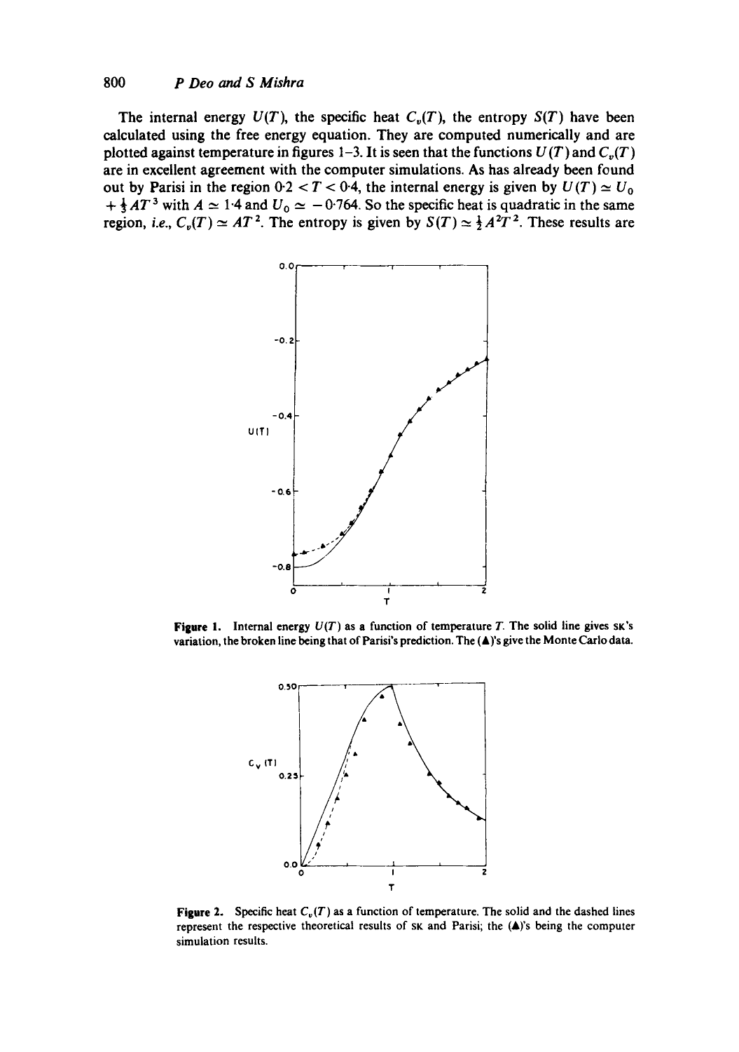The internal energy $U(T)$, the specific heat $C_v(T)$, the entropy $S(T)$ have been calculated using the free energy equation. They are computed numerically and are plotted against temperature in figures 1–3. It is seen that the functions $U(T)$ and $C_v(T)$ are in excellent agreement with the computer simulations. As has already been found out by Parisi in the region $0{\cdot}2 < T < 0{\cdot}4$, the internal energy is given by $U(T) \simeq U_0 + \frac{1}{3}AT^3$ with $A \simeq 1{\cdot}4$ and $U_0 \simeq -0{\cdot}764$. So the specific heat is quadratic in the same region, *i.e.*, $C_v(T) \simeq AT^2$. The entropy is given by $S(T) \simeq \frac{1}{2}A^2T^2$. These results are

**Figure 1.** Internal energy $U(T)$ as a function of temperature $T$. The solid line gives SK's variation, the broken line being that of Parisi's prediction. The (▲)'s give the Monte Carlo data.

**Figure 2.** Specific heat $C_v(T)$ as a function of temperature. The solid and the dashed lines represent the respective theoretical results of SK and Parisi; the (▲)'s being the computer simulation results.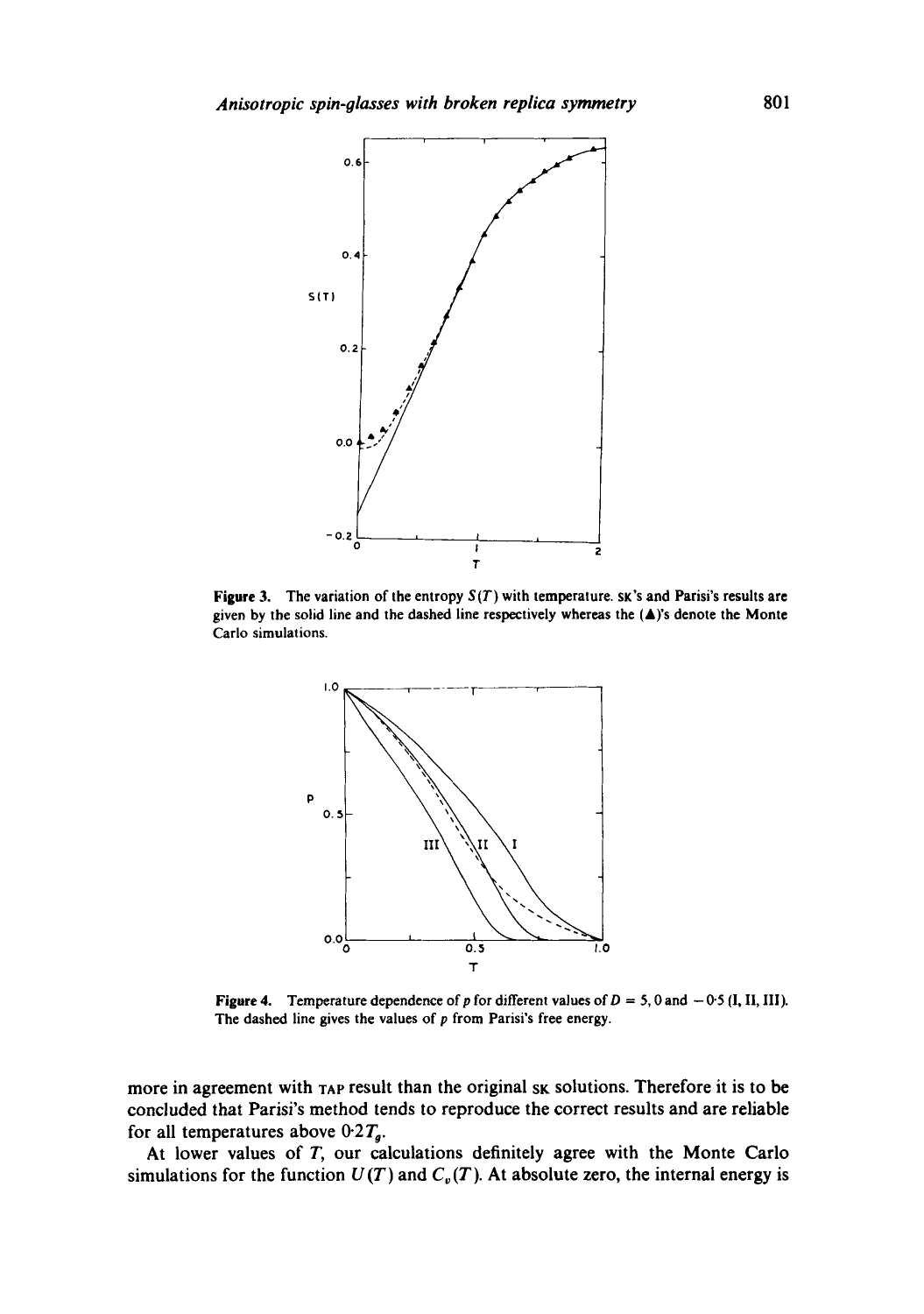Figure 3. The variation of the entropy $S(T)$ with temperature. SK's and Parisi's results are given by the solid line and the dashed line respectively whereas the (▲)'s denote the Monte Carlo simulations.

Figure 4. Temperature dependence of $p$ for different values of $D = 5, 0$ and $-0.5$ (I, II, III). The dashed line gives the values of $p$ from Parisi's free energy.

more in agreement with TAP result than the original SK solutions. Therefore it is to be concluded that Parisi's method tends to reproduce the correct results and are reliable for all temperatures above $0.2T_g$.

At lower values of $T$, our calculations definitely agree with the Monte Carlo simulations for the function $U(T)$ and $C_v(T)$. At absolute zero, the internal energy is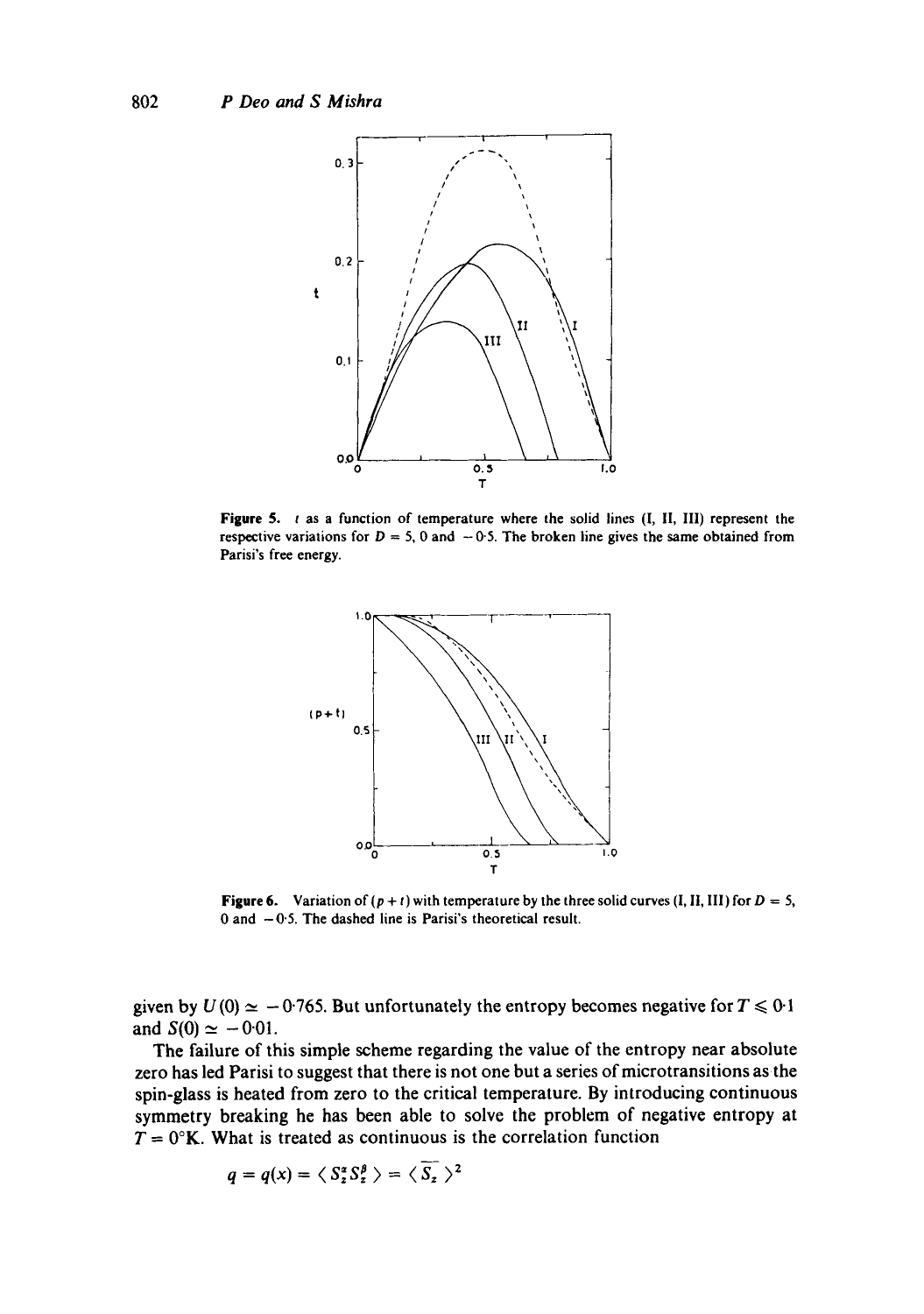Figure 5. $t$ as a function of temperature where the solid lines (I, II, III) represent the respective variations for $D = 5$, 0 and $-0.5$. The broken line gives the same obtained from Parisi's free energy.

Figure 6. Variation of $(p + t)$ with temperature by the three solid curves (I, II, III) for $D = 5$, 0 and $-0.5$. The dashed line is Parisi's theoretical result.

given by $U(0) \simeq -0.765$. But unfortunately the entropy becomes negative for $T \leqslant 0.1$ and $S(0) \simeq -0.01$.

The failure of this simple scheme regarding the value of the entropy near absolute zero has led Parisi to suggest that there is not one but a series of microtransitions as the spin-glass is heated from zero to the critical temperature. By introducing continuous symmetry breaking he has been able to solve the problem of negative entropy at $T = 0°$K. What is treated as continuous is the correlation function

$$q = q(x) = \langle S_z^\alpha S_z^\beta \rangle = \langle \overline{S_z} \rangle^2$$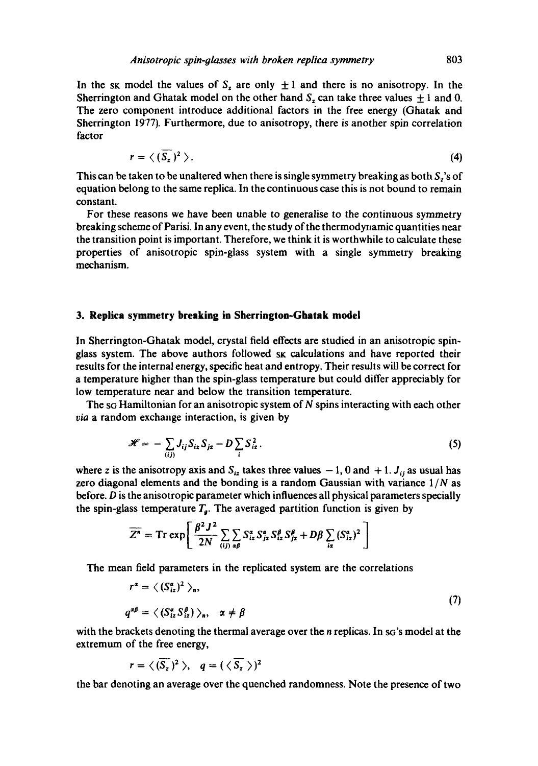In the SK model the values of $S_z$ are only $\pm 1$ and there is no anisotropy. In the Sherrington and Ghatak model on the other hand $S_z$ can take three values $\pm 1$ and 0. The zero component introduce additional factors in the free energy (Ghatak and Sherrington 1977). Furthermore, due to anisotropy, there is another spin correlation factor

$$r = \langle \overline{(S_z)^2} \rangle. \tag{4}$$

This can be taken to be unaltered when there is single symmetry breaking as both $S_z$'s of equation belong to the same replica. In the continuous case this is not bound to remain constant.

For these reasons we have been unable to generalise to the continuous symmetry breaking scheme of Parisi. In any event, the study of the thermodynamic quantities near the transition point is important. Therefore, we think it is worthwhile to calculate these properties of anisotropic spin-glass system with a single symmetry breaking mechanism.

## 3. Replica symmetry breaking in Sherrington-Ghatak model

In Sherrington-Ghatak model, crystal field effects are studied in an anisotropic spin-glass system. The above authors followed SK calculations and have reported their results for the internal energy, specific heat and entropy. Their results will be correct for a temperature higher than the spin-glass temperature but could differ appreciably for low temperature near and below the transition temperature.

The SG Hamiltonian for an anisotropic system of $N$ spins interacting with each other *via* a random exchange interaction, is given by

$$\mathscr{H} = -\sum_{(ij)} J_{ij} S_{iz} S_{jz} - D \sum_i S_{iz}^2. \tag{5}$$

where $z$ is the anisotropy axis and $S_{iz}$ takes three values $-1$, 0 and $+1$. $J_{ij}$ as usual has zero diagonal elements and the bonding is a random Gaussian with variance $1/N$ as before. $D$ is the anisotropic parameter which influences all physical parameters specially the spin-glass temperature $T_g$. The averaged partition function is given by

$$\overline{Z^n} = \mathrm{Tr} \exp\left[ \frac{\beta^2 J^2}{2N} \sum_{(ij)} \sum_{\alpha\beta} S_{iz}^\alpha S_{jz}^\alpha S_{iz}^\beta S_{jz}^\beta + D\beta \sum_{i\alpha} (S_{iz}^\alpha)^2 \right]$$

The mean field parameters in the replicated system are the correlations

$$r^\alpha = \langle (S_{iz}^\alpha)^2 \rangle_n,$$

$$q^{\alpha\beta} = \langle (S_{iz}^\alpha S_{iz}^\beta) \rangle_n, \quad \alpha \neq \beta \tag{7}$$

with the brackets denoting the thermal average over the $n$ replicas. In SG's model at the extremum of the free energy,

$$r = \langle \overline{(S_z)^2} \rangle, \quad q = \overline{(\langle S_z \rangle)^2}$$

the bar denoting an average over the quenched randomness. Note the presence of two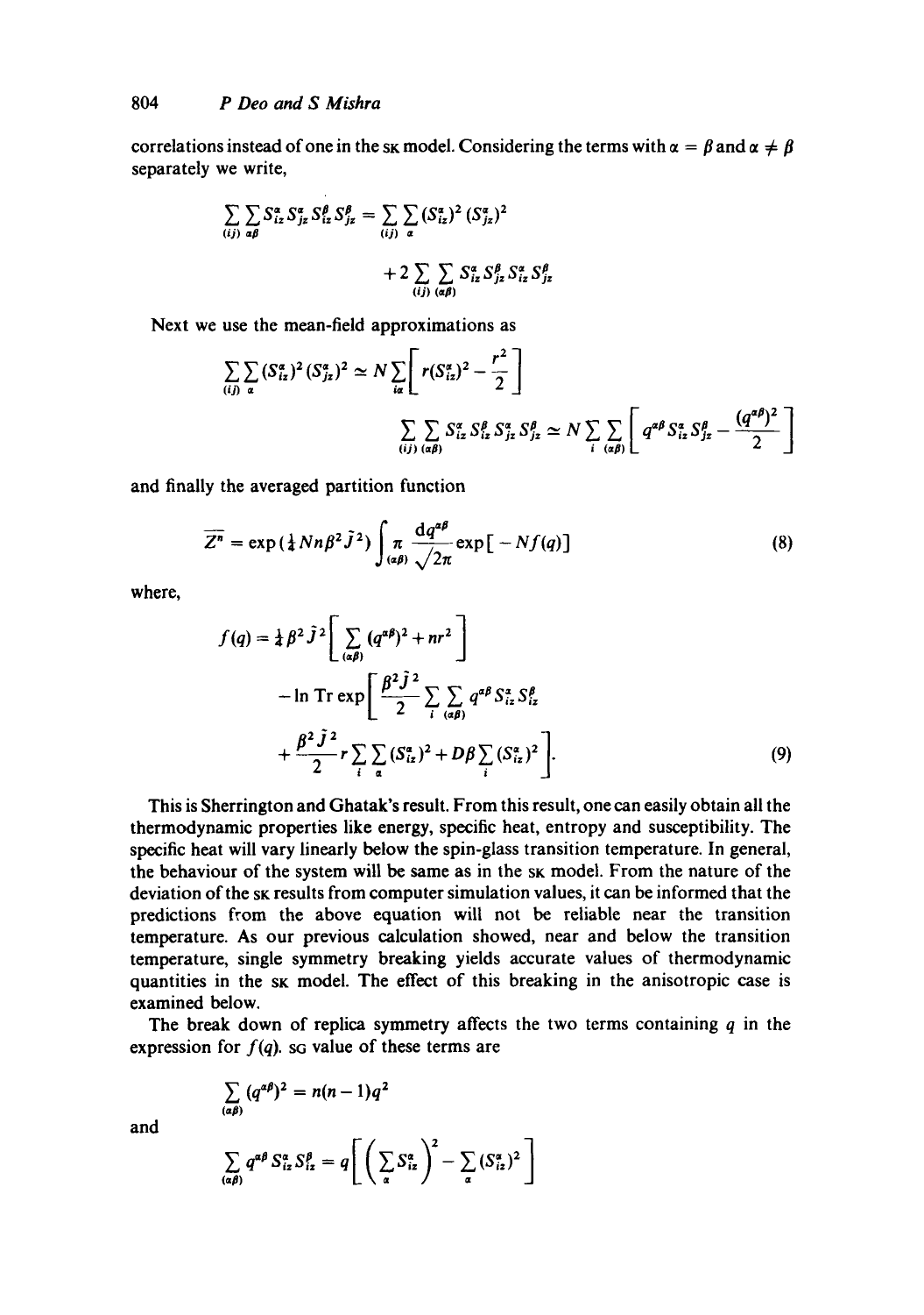correlations instead of one in the SK model. Considering the terms with $\alpha = \beta$ and $\alpha \neq \beta$ separately we write,

$$\sum_{(ij)} \sum_{\alpha\beta} S_{iz}^{\alpha} S_{jz}^{\alpha} S_{iz}^{\beta} S_{jz}^{\beta} = \sum_{(ij)} \sum_{\alpha} (S_{iz}^{\alpha})^2 (S_{jz}^{\alpha})^2 + 2 \sum_{(ij)} \sum_{(\alpha\beta)} S_{iz}^{\alpha} S_{jz}^{\beta} S_{iz}^{\alpha} S_{jz}^{\beta}$$

Next we use the mean-field approximations as

$$\sum_{(ij)} \sum_{\alpha} (S_{iz}^{\alpha})^2 (S_{jz}^{\alpha})^2 \simeq N \sum_{i\alpha} \left[ r (S_{iz}^{\alpha})^2 - \frac{r^2}{2} \right]$$

$$\sum_{(ij)} \sum_{(\alpha\beta)} S_{iz}^{\alpha} S_{iz}^{\beta} S_{jz}^{\alpha} S_{jz}^{\beta} \simeq N \sum_{i} \sum_{(\alpha\beta)} \left[ q^{\alpha\beta} S_{iz}^{\alpha} S_{jz}^{\beta} - \frac{(q^{\alpha\beta})^2}{2} \right]$$

and finally the averaged partition function

$$\overline{Z^n} = \exp\left(\tfrac{1}{4} N n \beta^2 \tilde{J}^2\right) \int \pi_{(\alpha\beta)} \frac{dq^{\alpha\beta}}{\sqrt{2\pi}} \exp[-N f(q)] \tag{8}$$

where,

$$f(q) = \tfrac{1}{4} \beta^2 \tilde{J}^2 \left[ \sum_{(\alpha\beta)} (q^{\alpha\beta})^2 + n r^2 \right] - \ln \operatorname{Tr} \exp\left[ \frac{\beta^2 \tilde{J}^2}{2} \sum_{i} \sum_{(\alpha\beta)} q^{\alpha\beta} S_{iz}^{\alpha} S_{iz}^{\beta} + \frac{\beta^2 \tilde{J}^2}{2} r \sum_{i} \sum_{\alpha} (S_{iz}^{\alpha})^2 + D\beta \sum_{i} (S_{iz}^{\alpha})^2 \right]. \tag{9}$$

This is Sherrington and Ghatak's result. From this result, one can easily obtain all the thermodynamic properties like energy, specific heat, entropy and susceptibility. The specific heat will vary linearly below the spin-glass transition temperature. In general, the behaviour of the system will be same as in the SK model. From the nature of the deviation of the SK results from computer simulation values, it can be informed that the predictions from the above equation will not be reliable near the transition temperature. As our previous calculation showed, near and below the transition temperature, single symmetry breaking yields accurate values of thermodynamic quantities in the SK model. The effect of this breaking in the anisotropic case is examined below.

The break down of replica symmetry affects the two terms containing $q$ in the expression for $f(q)$. SG value of these terms are

$$\sum_{(\alpha\beta)} (q^{\alpha\beta})^2 = n(n-1) q^2$$

and

$$\sum_{(\alpha\beta)} q^{\alpha\beta} S_{iz}^{\alpha} S_{iz}^{\beta} = q \left[ \left( \sum_{\alpha} S_{iz}^{\alpha} \right)^2 - \sum_{\alpha} (S_{iz}^{\alpha})^2 \right]$$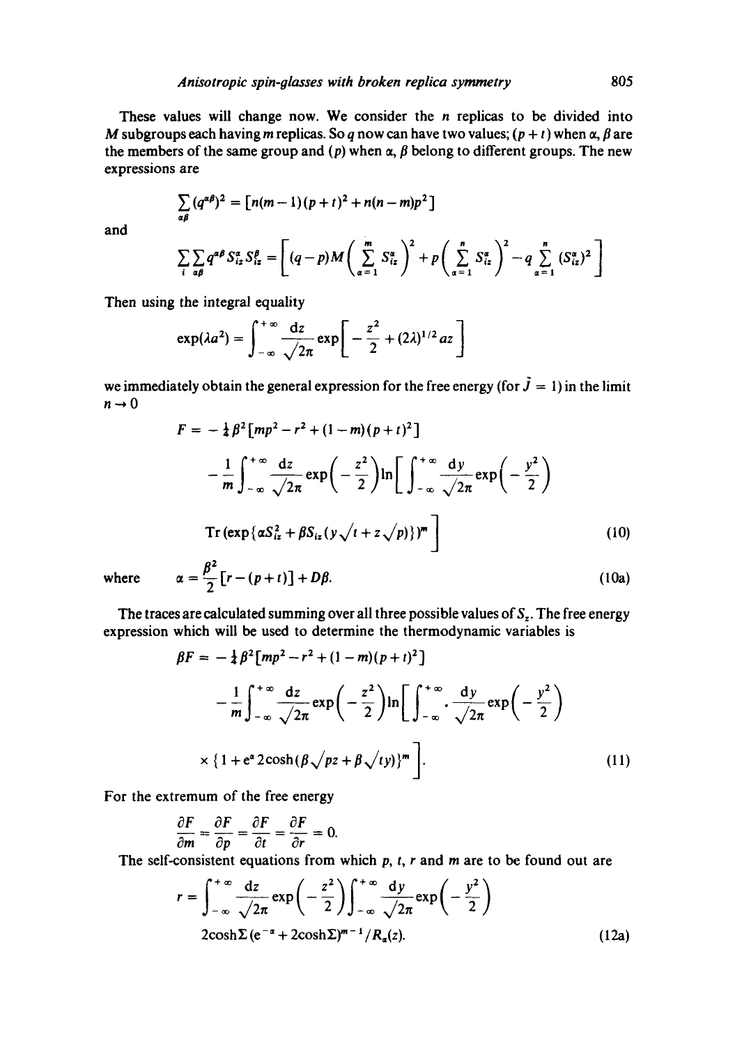These values will change now. We consider the $n$ replicas to be divided into $M$ subgroups each having $m$ replicas. So $q$ now can have two values; $(p+t)$ when $\alpha, \beta$ are the members of the same group and $(p)$ when $\alpha, \beta$ belong to different groups. The new expressions are

$$\sum_{\alpha\beta} (q^{\alpha\beta})^2 = [n(m-1)(p+t)^2 + n(n-m)p^2]$$

and

$$\sum_i \sum_{\alpha\beta} q^{\alpha\beta} S_{iz}^\alpha S_{iz}^\beta = \left[ (q-p)M\left( \sum_{\alpha=1}^{m} S_{iz}^\alpha \right)^2 + p\left( \sum_{\alpha=1}^{n} S_{iz}^\alpha \right)^2 - q \sum_{\alpha=1}^{n} (S_{iz}^\alpha)^2 \right]$$

Then using the integral equality

$$\exp(\lambda a^2) = \int_{-\infty}^{+\infty} \frac{dz}{\sqrt{2\pi}} \exp\left[ -\frac{z^2}{2} + (2\lambda)^{1/2} az \right]$$

we immediately obtain the general expression for the free energy (for $\tilde{J} = 1$) in the limit $n \to 0$

$$F = -\tfrac{1}{4}\beta^2[mp^2 - r^2 + (1-m)(p+t)^2] - \frac{1}{m}\int_{-\infty}^{+\infty} \frac{dz}{\sqrt{2\pi}} \exp\left(-\frac{z^2}{2}\right) \ln\left[ \int_{-\infty}^{+\infty} \frac{dy}{\sqrt{2\pi}} \exp\left(-\frac{y^2}{2}\right) \mathrm{Tr}\left(\exp\{\alpha S_{iz}^2 + \beta S_{iz}(y\sqrt{t} + z\sqrt{p})\}\right)^m \right] \tag{10}$$

where

$$\alpha = \frac{\beta^2}{2}[r - (p+t)] + D\beta. \tag{10a}$$

The traces are calculated summing over all three possible values of $S_z$. The free energy expression which will be used to determine the thermodynamic variables is

$$\beta F = -\tfrac{1}{4}\beta^2[mp^2 - r^2 + (1-m)(p+t)^2] - \frac{1}{m}\int_{-\infty}^{+\infty} \frac{dz}{\sqrt{2\pi}} \exp\left(-\frac{z^2}{2}\right) \ln\left[ \int_{-\infty}^{+\infty} \frac{dy}{\sqrt{2\pi}} \exp\left(-\frac{y^2}{2}\right) \times \{1 + e^\alpha 2\cosh(\beta\sqrt{p}z + \beta\sqrt{t}y)\}^m \right]. \tag{11}$$

For the extremum of the free energy

$$\frac{\partial F}{\partial m} = \frac{\partial F}{\partial p} = \frac{\partial F}{\partial t} = \frac{\partial F}{\partial r} = 0.$$

The self-consistent equations from which $p$, $t$, $r$ and $m$ are to be found out are

$$r = \int_{-\infty}^{+\infty} \frac{dz}{\sqrt{2\pi}} \exp\left(-\frac{z^2}{2}\right) \int_{-\infty}^{+\infty} \frac{dy}{\sqrt{2\pi}} \exp\left(-\frac{y^2}{2}\right) 2\cosh\Sigma\,(e^{-\alpha} + 2\cosh\Sigma)^{m-1}/R_\alpha(z). \tag{12a}$$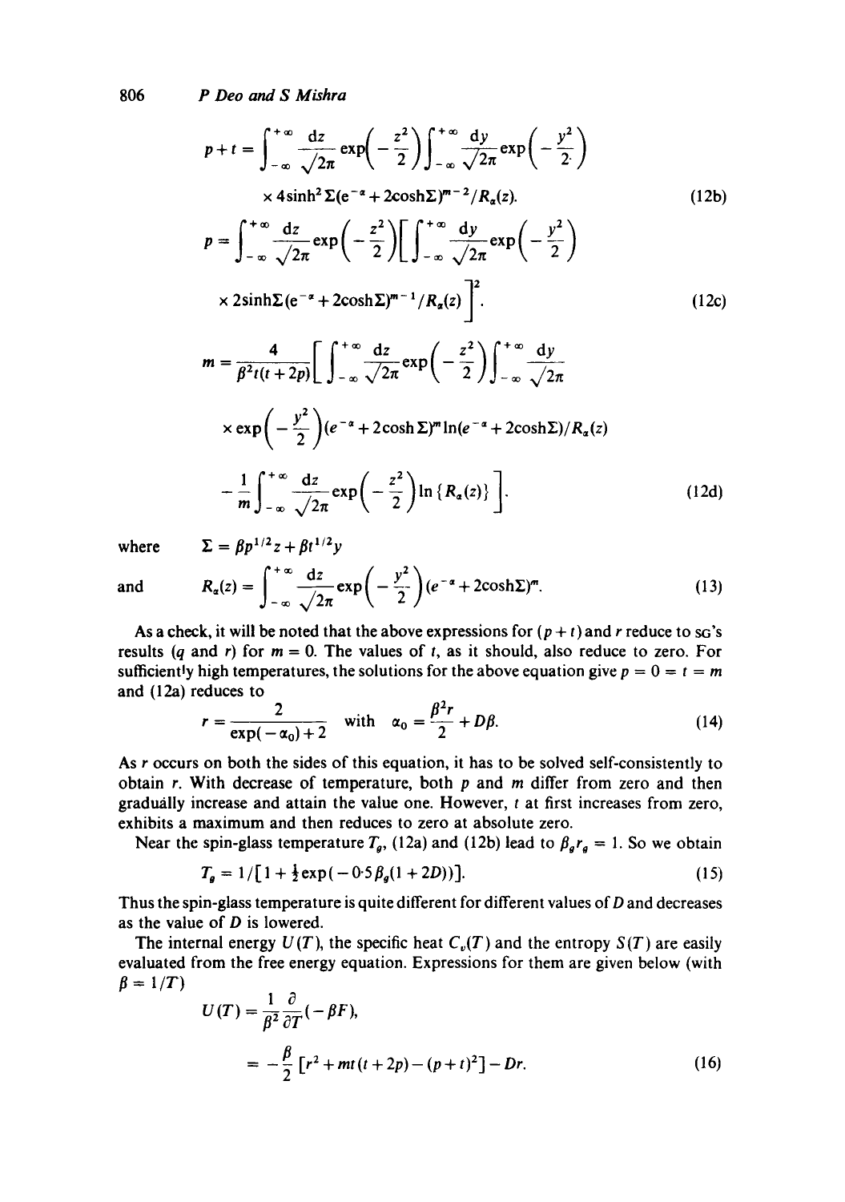$$p + t = \int_{-\infty}^{+\infty} \frac{dz}{\sqrt{2\pi}} \exp\left(-\frac{z^2}{2}\right) \int_{-\infty}^{+\infty} \frac{dy}{\sqrt{2\pi}} \exp\left(-\frac{y^2}{2}\right)$$

$$\times 4\sinh^2 \Sigma (e^{-\alpha} + 2\cosh\Sigma)^{m-2} / R_\alpha(z). \tag{12b}$$

$$p = \int_{-\infty}^{+\infty} \frac{dz}{\sqrt{2\pi}} \exp\left(-\frac{z^2}{2}\right) \left[ \int_{-\infty}^{+\infty} \frac{dy}{\sqrt{2\pi}} \exp\left(-\frac{y^2}{2}\right) \right.$$

$$\left. \times 2\sinh\Sigma (e^{-\alpha} + 2\cosh\Sigma)^{m-1} / R_\alpha(z) \right]^2. \tag{12c}$$

$$m = \frac{4}{\beta^2 t(t+2p)} \left[ \int_{-\infty}^{+\infty} \frac{dz}{\sqrt{2\pi}} \exp\left(-\frac{z^2}{2}\right) \int_{-\infty}^{+\infty} \frac{dy}{\sqrt{2\pi}} \right.$$

$$\times \exp\left(-\frac{y^2}{2}\right) (e^{-\alpha} + 2\cosh\Sigma)^m \ln(e^{-\alpha} + 2\cosh\Sigma) / R_\alpha(z)$$

$$\left. - \frac{1}{m} \int_{-\infty}^{+\infty} \frac{dz}{\sqrt{2\pi}} \exp\left(-\frac{z^2}{2}\right) \ln\{R_\alpha(z)\} \right]. \tag{12d}$$

where $\Sigma = \beta p^{1/2} z + \beta t^{1/2} y$

and
$$R_\alpha(z) = \int_{-\infty}^{+\infty} \frac{dz}{\sqrt{2\pi}} \exp\left(-\frac{y^2}{2}\right) (e^{-\alpha} + 2\cosh\Sigma)^m. \tag{13}$$

As a check, it will be noted that the above expressions for $(p+t)$ and $r$ reduce to SG's results ($q$ and $r$) for $m = 0$. The values of $t$, as it should, also reduce to zero. For sufficiently high temperatures, the solutions for the above equation give $p = 0 = t = m$ and (12a) reduces to

$$r = \frac{2}{\exp(-\alpha_0) + 2} \quad \text{with} \quad \alpha_0 = \frac{\beta^2 r}{2} + D\beta. \tag{14}$$

As $r$ occurs on both the sides of this equation, it has to be solved self-consistently to obtain $r$. With decrease of temperature, both $p$ and $m$ differ from zero and then gradually increase and attain the value one. However, $t$ at first increases from zero, exhibits a maximum and then reduces to zero at absolute zero.

Near the spin-glass temperature $T_g$, (12a) and (12b) lead to $\beta_g r_g = 1$. So we obtain

$$T_g = 1/[1 + \tfrac{1}{2}\exp(-0.5\beta_g(1 + 2D))]. \tag{15}$$

Thus the spin-glass temperature is quite different for different values of $D$ and decreases as the value of $D$ is lowered.

The internal energy $U(T)$, the specific heat $C_v(T)$ and the entropy $S(T)$ are easily evaluated from the free energy equation. Expressions for them are given below (with $\beta = 1/T$)

$$U(T) = \frac{1}{\beta^2} \frac{\partial}{\partial T}(-\beta F),$$

$$= -\frac{\beta}{2}[r^2 + mt(t+2p) - (p+t)^2] - Dr. \tag{16}$$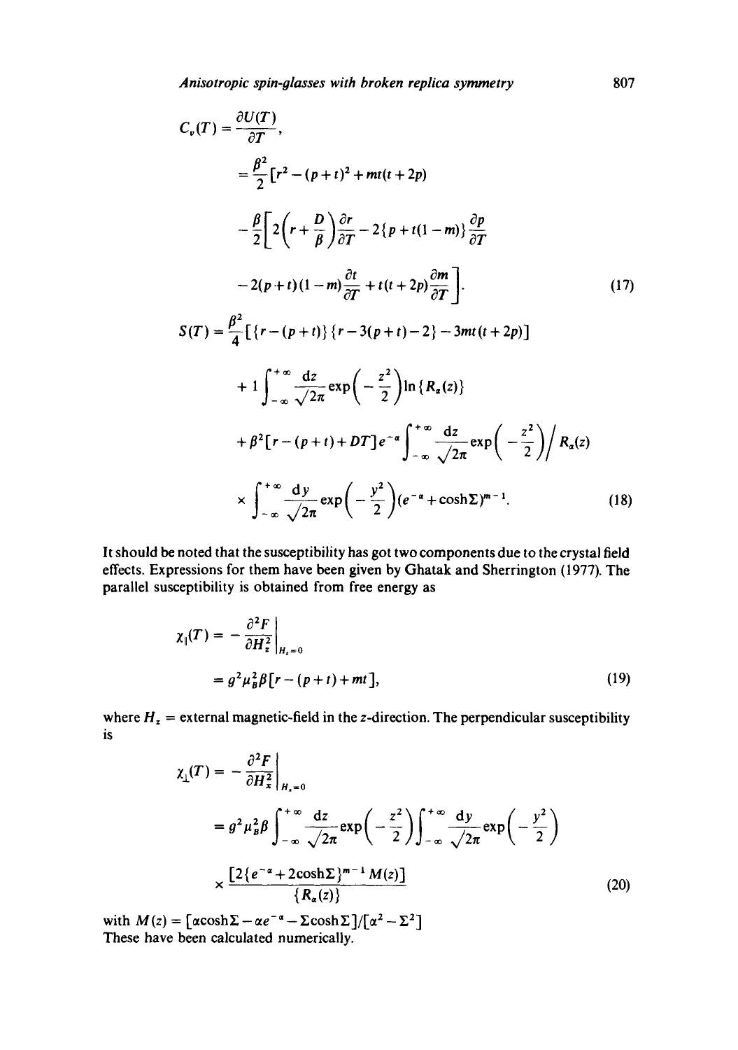$$
\begin{aligned}
C_v(T) &= \frac{\partial U(T)}{\partial T}, \\
&= \frac{\beta^2}{2}[r^2 - (p+t)^2 + mt(t+2p) \\
&\quad - \frac{\beta}{2}\Big[2\Big(r + \frac{D}{\beta}\Big)\frac{\partial r}{\partial T} - 2\{p + t(1-m)\}\frac{\partial p}{\partial T} \\
&\quad - 2(p+t)(1-m)\frac{\partial t}{\partial T} + t(t+2p)\frac{\partial m}{\partial T}\Big].
\end{aligned} \tag{17}
$$

$$
\begin{aligned}
S(T) &= \frac{\beta^2}{4}[\{r - (p+t)\}\{r - 3(p+t) - 2\} - 3mt(t+2p)] \\
&\quad + 1\int_{-\infty}^{+\infty} \frac{\mathrm{d}z}{\sqrt{2\pi}} \exp\Big(-\frac{z^2}{2}\Big) \ln\{R_\alpha(z)\} \\
&\quad + \beta^2[r - (p+t) + DT]e^{-\alpha} \int_{-\infty}^{+\infty} \frac{\mathrm{d}z}{\sqrt{2\pi}} \exp\Big(-\frac{z^2}{2}\Big) \Big/ R_\alpha(z) \\
&\quad \times \int_{-\infty}^{+\infty} \frac{\mathrm{d}y}{\sqrt{2\pi}} \exp\Big(-\frac{y^2}{2}\Big)(e^{-\alpha} + \cosh\Sigma)^{m-1}.
\end{aligned} \tag{18}
$$

It should be noted that the susceptibility has got two components due to the crystal field effects. Expressions for them have been given by Ghatak and Sherrington (1977). The parallel susceptibility is obtained from free energy as

$$
\begin{aligned}
\chi_\parallel(T) &= -\frac{\partial^2 F}{\partial H_z^2}\Big|_{H_z=0} \\
&= g^2\mu_B^2\beta[r - (p+t) + mt],
\end{aligned} \tag{19}
$$

where $H_z$ = external magnetic-field in the $z$-direction. The perpendicular susceptibility is

$$
\begin{aligned}
\chi_\perp(T) &= -\frac{\partial^2 F}{\partial H_x^2}\Big|_{H_x=0} \\
&= g^2\mu_B^2\beta \int_{-\infty}^{+\infty} \frac{\mathrm{d}z}{\sqrt{2\pi}} \exp\Big(-\frac{z^2}{2}\Big) \int_{-\infty}^{+\infty} \frac{\mathrm{d}y}{\sqrt{2\pi}} \exp\Big(-\frac{y^2}{2}\Big) \\
&\quad \times \frac{[2\{e^{-\alpha} + 2\cosh\Sigma\}^{m-1} M(z)]}{\{R_\alpha(z)\}}
\end{aligned} \tag{20}
$$

with $M(z) = [\alpha\cosh\Sigma - \alpha e^{-\alpha} - \Sigma\cosh\Sigma]/[\alpha^2 - \Sigma^2]$

These have been calculated numerically.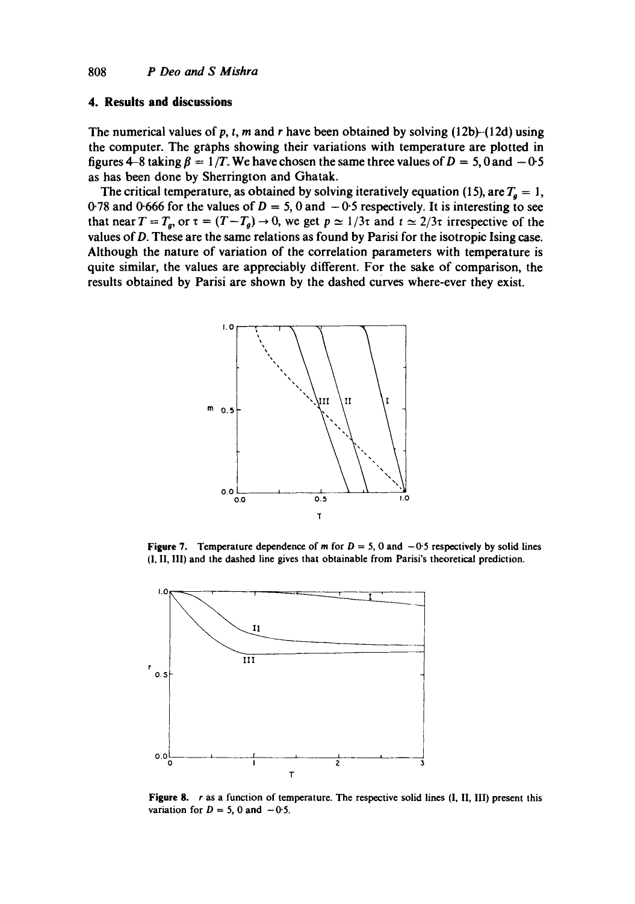## 4. Results and discussions

The numerical values of $p$, $t$, $m$ and $r$ have been obtained by solving (12b)–(12d) using the computer. The graphs showing their variations with temperature are plotted in figures 4–8 taking $\beta = 1/T$. We have chosen the same three values of $D = 5, 0$ and $-0{\cdot}5$ as has been done by Sherrington and Ghatak.

The critical temperature, as obtained by solving iteratively equation (15), are $T_g = 1$, $0{\cdot}78$ and $0{\cdot}666$ for the values of $D = 5, 0$ and $-0{\cdot}5$ respectively. It is interesting to see that near $T = T_g$, or $\tau = (T - T_g) \to 0$, we get $p \simeq 1/3\tau$ and $t \simeq 2/3\tau$ irrespective of the values of $D$. These are the same relations as found by Parisi for the isotropic Ising case. Although the nature of variation of the correlation parameters with temperature is quite similar, the values are appreciably different. For the sake of comparison, the results obtained by Parisi are shown by the dashed curves where-ever they exist.

**Figure 7.** Temperature dependence of $m$ for $D = 5, 0$ and $-0{\cdot}5$ respectively by solid lines (I, II, III) and the dashed line gives that obtainable from Parisi's theoretical prediction.

**Figure 8.** $r$ as a function of temperature. The respective solid lines (I, II, III) present this variation for $D = 5, 0$ and $-0{\cdot}5$.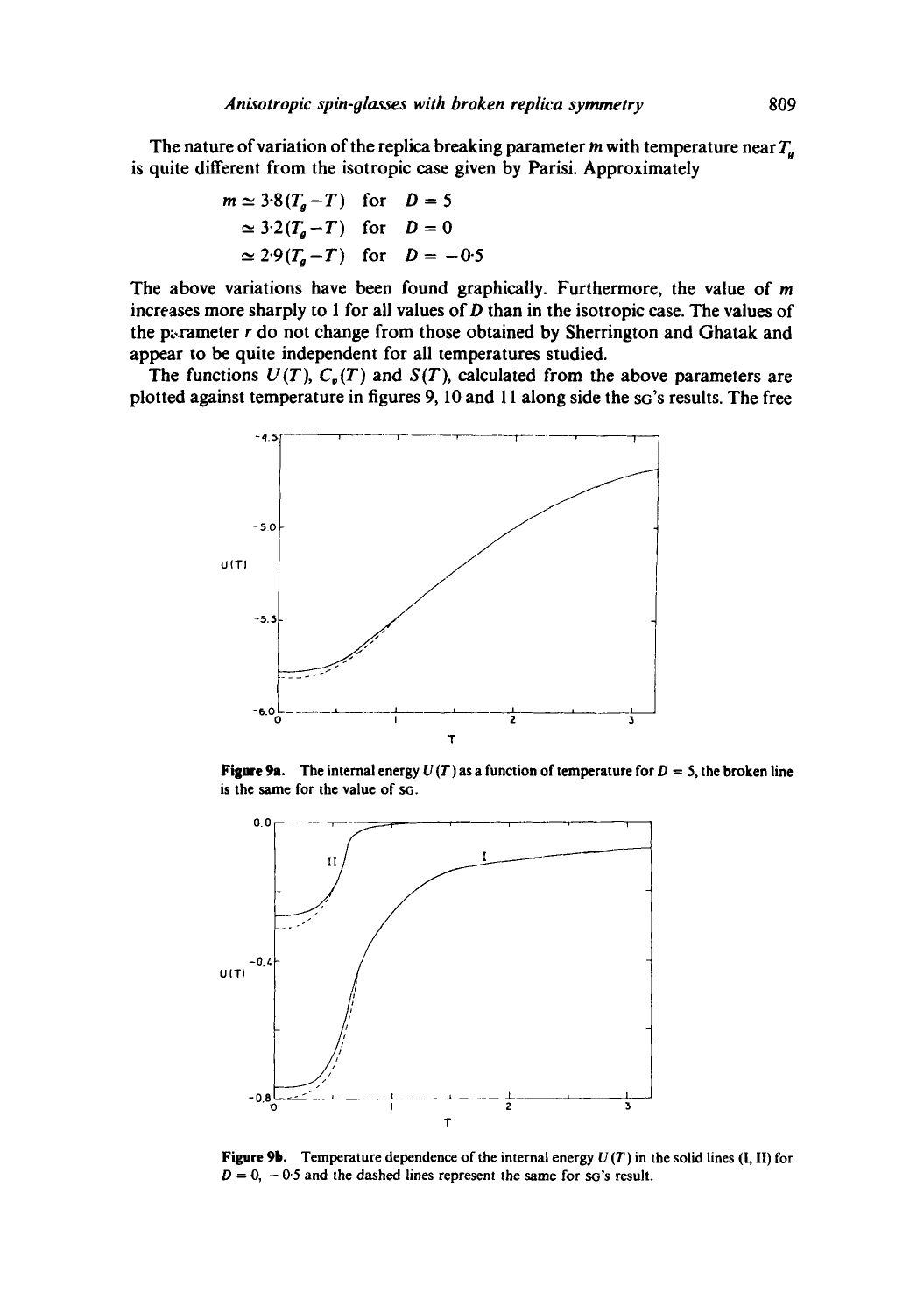The nature of variation of the replica breaking parameter $m$ with temperature near $T_g$ is quite different from the isotropic case given by Parisi. Approximately

$$
\begin{aligned}
m &\simeq 3{\cdot}8(T_g - T) \quad \text{for} \quad D = 5 \\
&\simeq 3{\cdot}2(T_g - T) \quad \text{for} \quad D = 0 \\
&\simeq 2{\cdot}9(T_g - T) \quad \text{for} \quad D = -0{\cdot}5
\end{aligned}
$$

The above variations have been found graphically. Furthermore, the value of $m$ increases more sharply to 1 for all values of $D$ than in the isotropic case. The values of the parameter $r$ do not change from those obtained by Sherrington and Ghatak and appear to be quite independent for all temperatures studied.

The functions $U(T)$, $C_v(T)$ and $S(T)$, calculated from the above parameters are plotted against temperature in figures 9, 10 and 11 along side the SG's results. The free

**Figure 9a.** The internal energy $U(T)$ as a function of temperature for $D = 5$, the broken line is the same for the value of SG.

**Figure 9b.** Temperature dependence of the internal energy $U(T)$ in the solid lines (I, II) for $D = 0, -0{\cdot}5$ and the dashed lines represent the same for SG's result.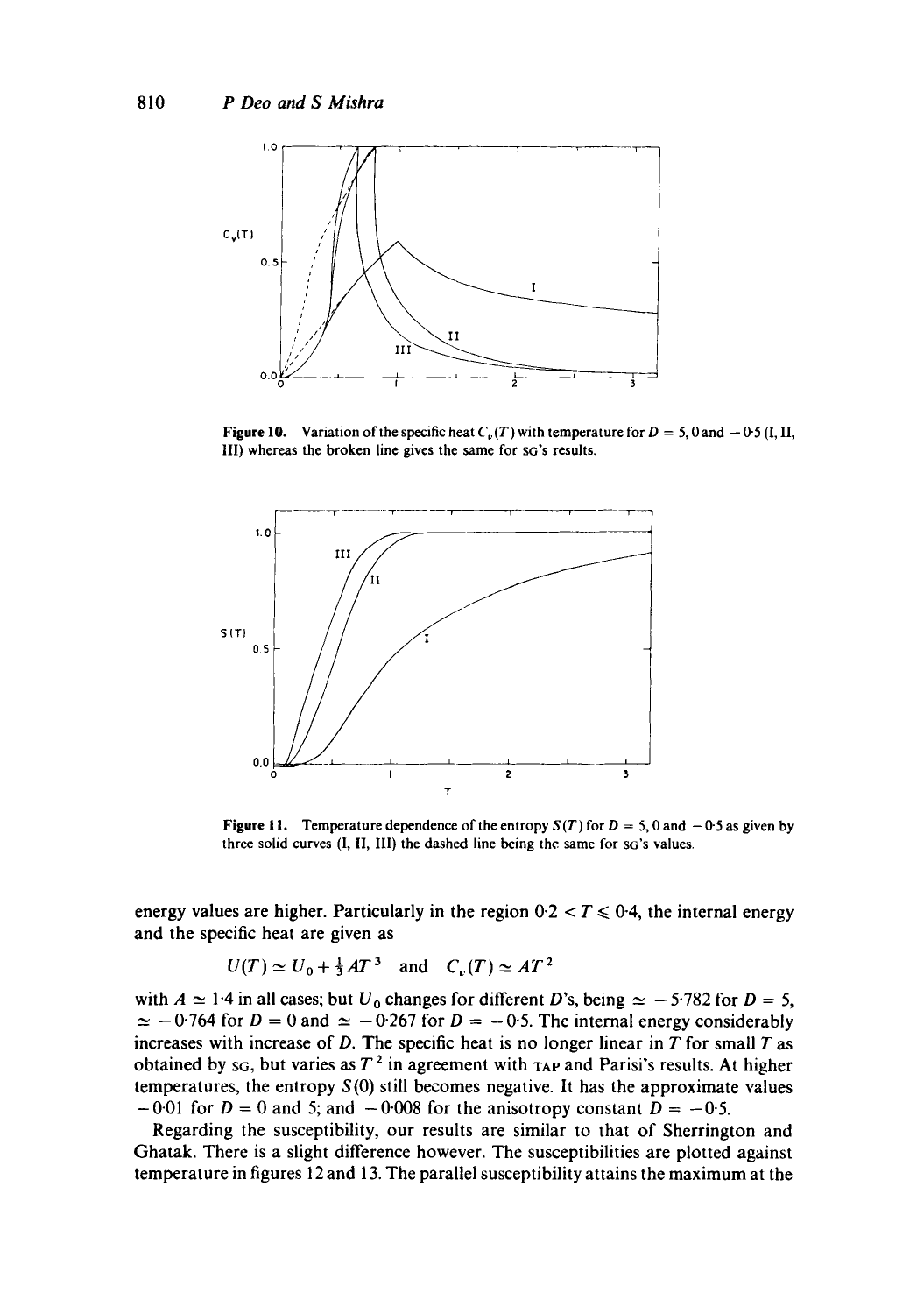Figure 10. Variation of the specific heat $C_v(T)$ with temperature for $D = 5, 0$ and $-0.5$ (I, II, III) whereas the broken line gives the same for SG's results.

Figure 11. Temperature dependence of the entropy $S(T)$ for $D = 5, 0$ and $-0.5$ as given by three solid curves (I, II, III) the dashed line being the same for SG's values.

energy values are higher. Particularly in the region $0.2 < T \leqslant 0.4$, the internal energy and the specific heat are given as

$$U(T) \simeq U_0 + \tfrac{1}{3}AT^3 \quad \text{and} \quad C_v(T) \simeq AT^2$$

with $A \simeq 1.4$ in all cases; but $U_0$ changes for different $D$'s, being $\simeq -5.782$ for $D = 5$, $\simeq -0.764$ for $D = 0$ and $\simeq -0.267$ for $D = -0.5$. The internal energy considerably increases with increase of $D$. The specific heat is no longer linear in $T$ for small $T$ as obtained by SG, but varies as $T^2$ in agreement with TAP and Parisi's results. At higher temperatures, the entropy $S(0)$ still becomes negative. It has the approximate values $-0.01$ for $D = 0$ and 5; and $-0.008$ for the anisotropy constant $D = -0.5$.

Regarding the susceptibility, our results are similar to that of Sherrington and Ghatak. There is a slight difference however. The susceptibilities are plotted against temperature in figures 12 and 13. The parallel susceptibility attains the maximum at the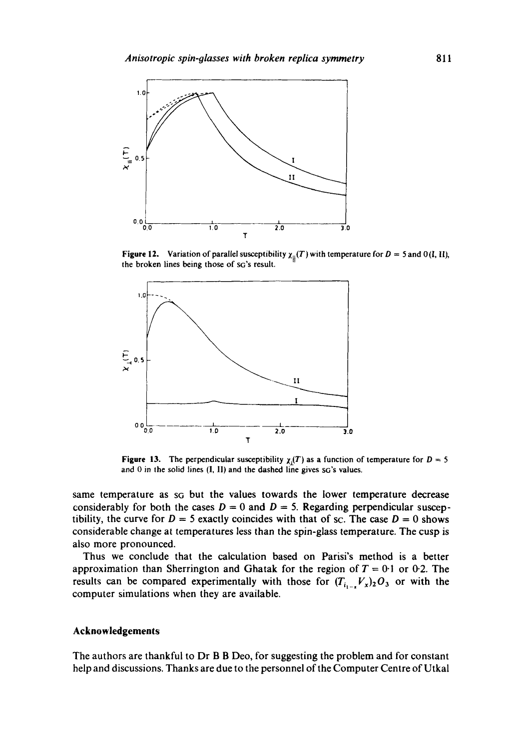Figure 12. Variation of parallel susceptibility $\chi_{\parallel}(T)$ with temperature for $D = 5$ and 0 (I, II), the broken lines being those of SG's result.

Figure 13. The perpendicular susceptibility $\chi_{\perp}(T)$ as a function of temperature for $D = 5$ and 0 in the solid lines (I, II) and the dashed line gives SG's values.

same temperature as SG but the values towards the lower temperature decrease considerably for both the cases $D = 0$ and $D = 5$. Regarding perpendicular susceptibility, the curve for $D = 5$ exactly coincides with that of SC. The case $D = 0$ shows considerable change at temperatures less than the spin-glass temperature. The cusp is also more pronounced.

Thus we conclude that the calculation based on Parisi's method is a better approximation than Sherrington and Ghatak for the region of $T = 0{\cdot}1$ or $0{\cdot}2$. The results can be compared experimentally with those for $(Ti_{1-x}V_x)_2O_3$ or with the computer simulations when they are available.

## Acknowledgements

The authors are thankful to Dr B B Deo, for suggesting the problem and for constant help and discussions. Thanks are due to the personnel of the Computer Centre of Utkal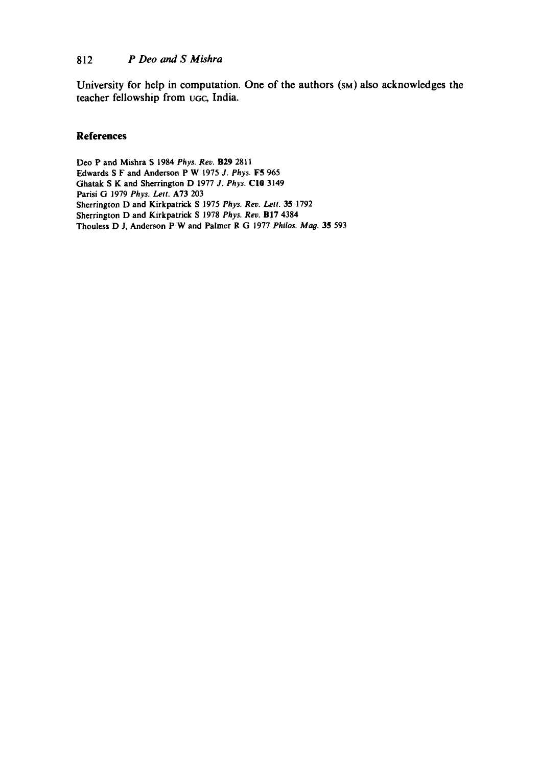University for help in computation. One of the authors (SM) also acknowledges the teacher fellowship from UGC, India.

## References

Deo P and Mishra S 1984 *Phys. Rev.* **B29** 2811
Edwards S F and Anderson P W 1975 *J. Phys.* **F5** 965
Ghatak S K and Sherrington D 1977 *J. Phys.* **C10** 3149
Parisi G 1979 *Phys. Lett.* **A73** 203
Sherrington D and Kirkpatrick S 1975 *Phys. Rev. Lett.* **35** 1792
Sherrington D and Kirkpatrick S 1978 *Phys. Rev.* **B17** 4384
Thouless D J, Anderson P W and Palmer R G 1977 *Philos. Mag.* **35** 593